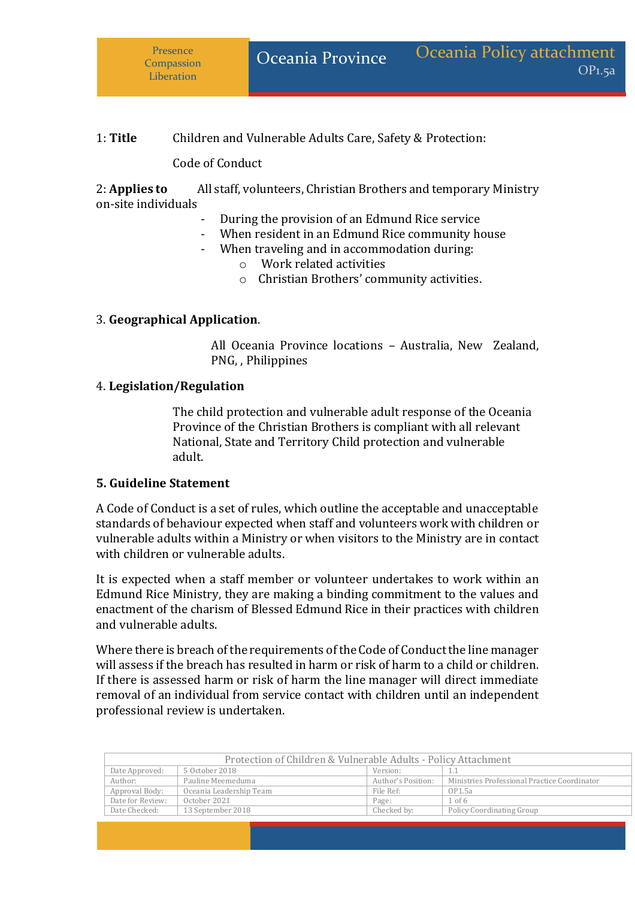1: **Title** Children and Vulnerable Adults Care, Safety & Protection:

Code of Conduct

2: **Applies to** All staff, volunteers, Christian Brothers and temporary Ministry on-site individuals

- During the provision of an Edmund Rice service
- When resident in an Edmund Rice community house
- When traveling and in accommodation during:
  - Work related activities
  - Christian Brothers' community activities.

3. **Geographical Application**.

All Oceania Province locations – Australia, New Zealand, PNG, , Philippines

4. **Legislation/Regulation**

The child protection and vulnerable adult response of the Oceania Province of the Christian Brothers is compliant with all relevant National, State and Territory Child protection and vulnerable adult.

**5. Guideline Statement**

A Code of Conduct is a set of rules, which outline the acceptable and unacceptable standards of behaviour expected when staff and volunteers work with children or vulnerable adults within a Ministry or when visitors to the Ministry are in contact with children or vulnerable adults.

It is expected when a staff member or volunteer undertakes to work within an Edmund Rice Ministry, they are making a binding commitment to the values and enactment of the charism of Blessed Edmund Rice in their practices with children and vulnerable adults.

Where there is breach of the requirements of the Code of Conduct the line manager will assess if the breach has resulted in harm or risk of harm to a child or children. If there is assessed harm or risk of harm the line manager will direct immediate removal of an individual from service contact with children until an independent professional review is undertaken.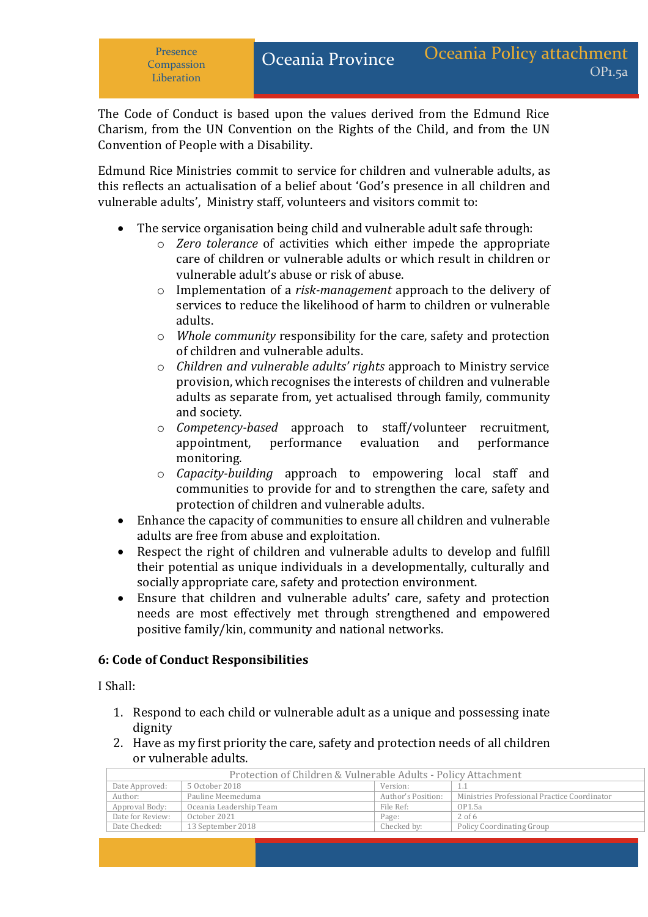The Code of Conduct is based upon the values derived from the Edmund Rice Charism, from the UN Convention on the Rights of the Child, and from the UN Convention of People with a Disability.

Edmund Rice Ministries commit to service for children and vulnerable adults, as this reflects an actualisation of a belief about 'God's presence in all children and vulnerable adults', Ministry staff, volunteers and visitors commit to:

- The service organisation being child and vulnerable adult safe through:
  - *Zero tolerance* of activities which either impede the appropriate care of children or vulnerable adults or which result in children or vulnerable adult's abuse or risk of abuse.
  - Implementation of a *risk-management* approach to the delivery of services to reduce the likelihood of harm to children or vulnerable adults.
  - *Whole community* responsibility for the care, safety and protection of children and vulnerable adults.
  - *Children and vulnerable adults' rights* approach to Ministry service provision, which recognises the interests of children and vulnerable adults as separate from, yet actualised through family, community and society.
  - *Competency-based* approach to staff/volunteer recruitment, appointment, performance evaluation and performance monitoring.
  - *Capacity-building* approach to empowering local staff and communities to provide for and to strengthen the care, safety and protection of children and vulnerable adults.
- Enhance the capacity of communities to ensure all children and vulnerable adults are free from abuse and exploitation.
- Respect the right of children and vulnerable adults to develop and fulfill their potential as unique individuals in a developmentally, culturally and socially appropriate care, safety and protection environment.
- Ensure that children and vulnerable adults' care, safety and protection needs are most effectively met through strengthened and empowered positive family/kin, community and national networks.

### 6: Code of Conduct Responsibilities

I Shall:

1. Respond to each child or vulnerable adult as a unique and possessing inate dignity
2. Have as my first priority the care, safety and protection needs of all children or vulnerable adults.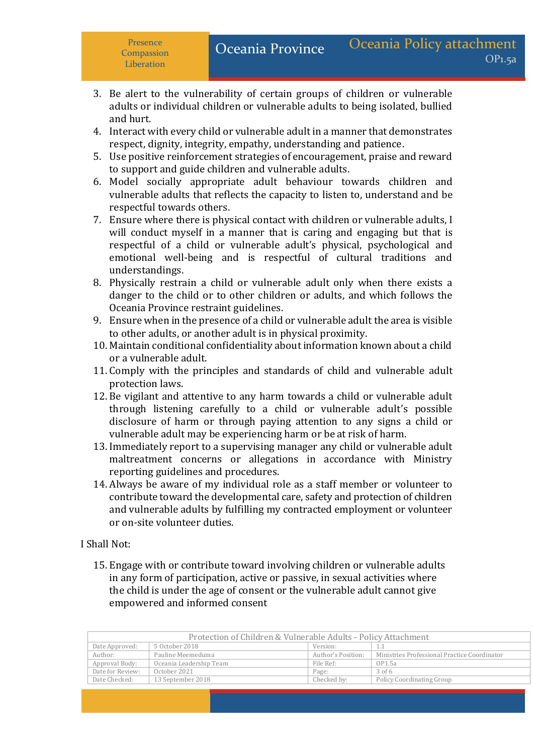3. Be alert to the vulnerability of certain groups of children or vulnerable adults or individual children or vulnerable adults to being isolated, bullied and hurt.
4. Interact with every child or vulnerable adult in a manner that demonstrates respect, dignity, integrity, empathy, understanding and patience.
5. Use positive reinforcement strategies of encouragement, praise and reward to support and guide children and vulnerable adults.
6. Model socially appropriate adult behaviour towards children and vulnerable adults that reflects the capacity to listen to, understand and be respectful towards others.
7. Ensure where there is physical contact with children or vulnerable adults, I will conduct myself in a manner that is caring and engaging but that is respectful of a child or vulnerable adult's physical, psychological and emotional well-being and is respectful of cultural traditions and understandings.
8. Physically restrain a child or vulnerable adult only when there exists a danger to the child or to other children or adults, and which follows the Oceania Province restraint guidelines.
9. Ensure when in the presence of a child or vulnerable adult the area is visible to other adults, or another adult is in physical proximity.
10. Maintain conditional confidentiality about information known about a child or a vulnerable adult.
11. Comply with the principles and standards of child and vulnerable adult protection laws.
12. Be vigilant and attentive to any harm towards a child or vulnerable adult through listening carefully to a child or vulnerable adult's possible disclosure of harm or through paying attention to any signs a child or vulnerable adult may be experiencing harm or be at risk of harm.
13. Immediately report to a supervising manager any child or vulnerable adult maltreatment concerns or allegations in accordance with Ministry reporting guidelines and procedures.
14. Always be aware of my individual role as a staff member or volunteer to contribute toward the developmental care, safety and protection of children and vulnerable adults by fulfilling my contracted employment or volunteer or on-site volunteer duties.

I Shall Not:

15. Engage with or contribute toward involving children or vulnerable adults in any form of participation, active or passive, in sexual activities where the child is under the age of consent or the vulnerable adult cannot give empowered and informed consent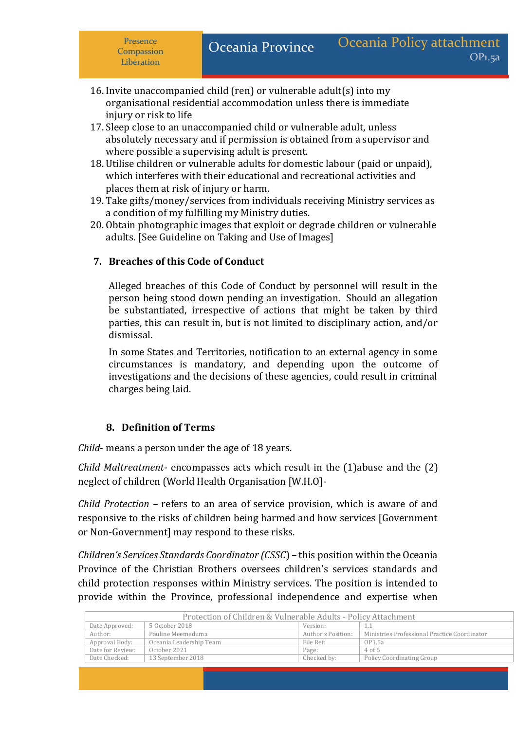16. Invite unaccompanied child (ren) or vulnerable adult(s) into my organisational residential accommodation unless there is immediate injury or risk to life
17. Sleep close to an unaccompanied child or vulnerable adult, unless absolutely necessary and if permission is obtained from a supervisor and where possible a supervising adult is present.
18. Utilise children or vulnerable adults for domestic labour (paid or unpaid), which interferes with their educational and recreational activities and places them at risk of injury or harm.
19. Take gifts/money/services from individuals receiving Ministry services as a condition of my fulfilling my Ministry duties.
20. Obtain photographic images that exploit or degrade children or vulnerable adults. [See Guideline on Taking and Use of Images]

## 7. Breaches of this Code of Conduct

Alleged breaches of this Code of Conduct by personnel will result in the person being stood down pending an investigation. Should an allegation be substantiated, irrespective of actions that might be taken by third parties, this can result in, but is not limited to disciplinary action, and/or dismissal.

In some States and Territories, notification to an external agency in some circumstances is mandatory, and depending upon the outcome of investigations and the decisions of these agencies, could result in criminal charges being laid.

## 8. Definition of Terms

*Child*- means a person under the age of 18 years.

*Child Maltreatment*- encompasses acts which result in the (1)abuse and the (2) neglect of children (World Health Organisation [W.H.O]-

*Child Protection* – refers to an area of service provision, which is aware of and responsive to the risks of children being harmed and how services [Government or Non-Government] may respond to these risks.

*Children's Services Standards Coordinator (CSSC*) – this position within the Oceania Province of the Christian Brothers oversees children's services standards and child protection responses within Ministry services. The position is intended to provide within the Province, professional independence and expertise when

| Protection of Children & Vulnerable Adults - Policy Attachment | | | |
|---|---|---|---|
| Date Approved: | 5 October 2018 | Version: | 1.1 |
| Author: | Pauline Meemeduma | Author's Position: | Ministries Professional Practice Coordinator |
| Approval Body: | Oceania Leadership Team | File Ref: | OP1.5a |
| Date for Review: | October 2021 | Page: | 4 of 6 |
| Date Checked: | 13 September 2018 | Checked by: | Policy Coordinating Group |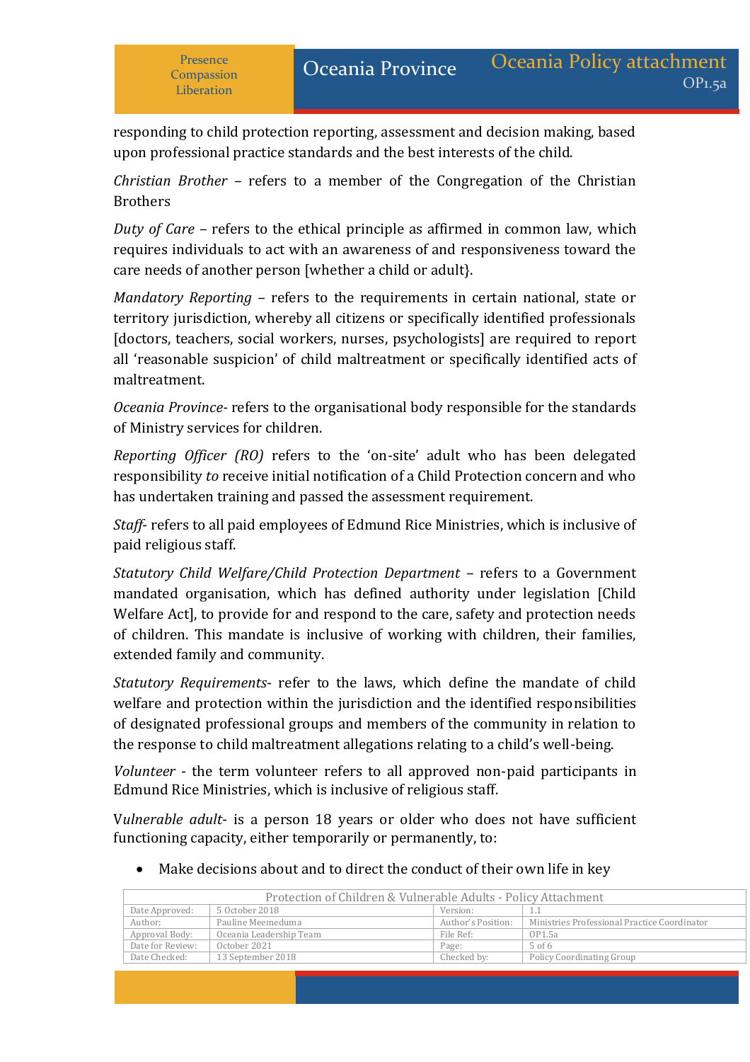responding to child protection reporting, assessment and decision making, based upon professional practice standards and the best interests of the child.

*Christian Brother* – refers to a member of the Congregation of the Christian Brothers

*Duty of Care* – refers to the ethical principle as affirmed in common law, which requires individuals to act with an awareness of and responsiveness toward the care needs of another person [whether a child or adult}.

*Mandatory Reporting* – refers to the requirements in certain national, state or territory jurisdiction, whereby all citizens or specifically identified professionals [doctors, teachers, social workers, nurses, psychologists] are required to report all 'reasonable suspicion' of child maltreatment or specifically identified acts of maltreatment.

*Oceania Province*- refers to the organisational body responsible for the standards of Ministry services for children.

*Reporting Officer (RO)* refers to the 'on-site' adult who has been delegated responsibility *to* receive initial notification of a Child Protection concern and who has undertaken training and passed the assessment requirement.

*Staff*- refers to all paid employees of Edmund Rice Ministries, which is inclusive of paid religious staff.

*Statutory Child Welfare/Child Protection Department* – refers to a Government mandated organisation, which has defined authority under legislation [Child Welfare Act], to provide for and respond to the care, safety and protection needs of children. This mandate is inclusive of working with children, their families, extended family and community.

*Statutory Requirements*- refer to the laws, which define the mandate of child welfare and protection within the jurisdiction and the identified responsibilities of designated professional groups and members of the community in relation to the response to child maltreatment allegations relating to a child's well-being.

*Volunteer* - the term volunteer refers to all approved non-paid participants in Edmund Rice Ministries, which is inclusive of religious staff.

V*ulnerable adult*- is a person 18 years or older who does not have sufficient functioning capacity, either temporarily or permanently, to:

- Make decisions about and to direct the conduct of their own life in key

| Protection of Children & Vulnerable Adults - Policy Attachment | | | |
|---|---|---|---|
| Date Approved: | 5 October 2018 | Version: | 1.1 |
| Author: | Pauline Meemeduma | Author's Position: | Ministries Professional Practice Coordinator |
| Approval Body: | Oceania Leadership Team | File Ref: | OP1.5a |
| Date for Review: | October 2021 | Page: | 5 of 6 |
| Date Checked: | 13 September 2018 | Checked by: | Policy Coordinating Group |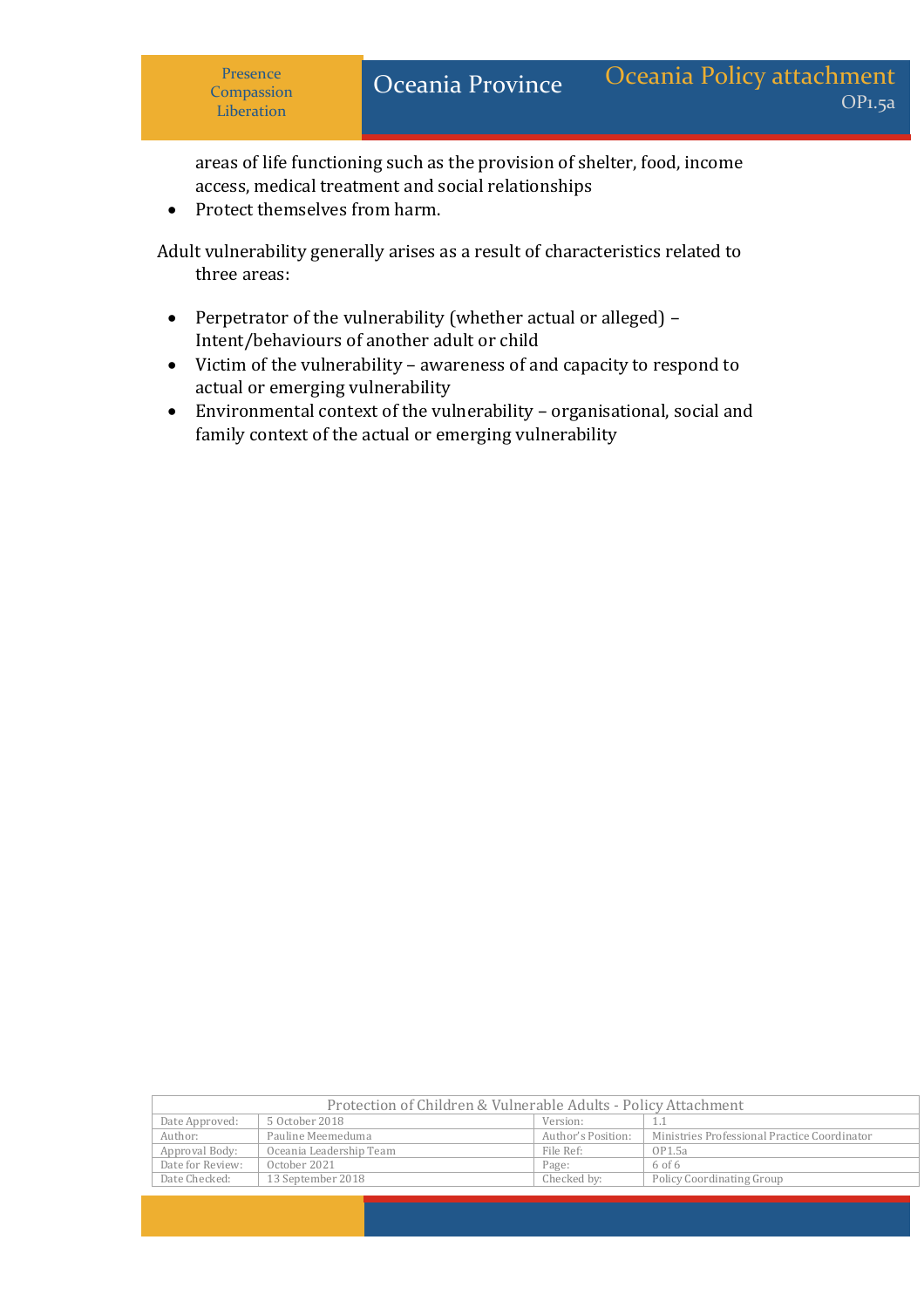areas of life functioning such as the provision of shelter, food, income access, medical treatment and social relationships
- Protect themselves from harm.

Adult vulnerability generally arises as a result of characteristics related to three areas:

- Perpetrator of the vulnerability (whether actual or alleged) – Intent/behaviours of another adult or child
- Victim of the vulnerability – awareness of and capacity to respond to actual or emerging vulnerability
- Environmental context of the vulnerability – organisational, social and family context of the actual or emerging vulnerability